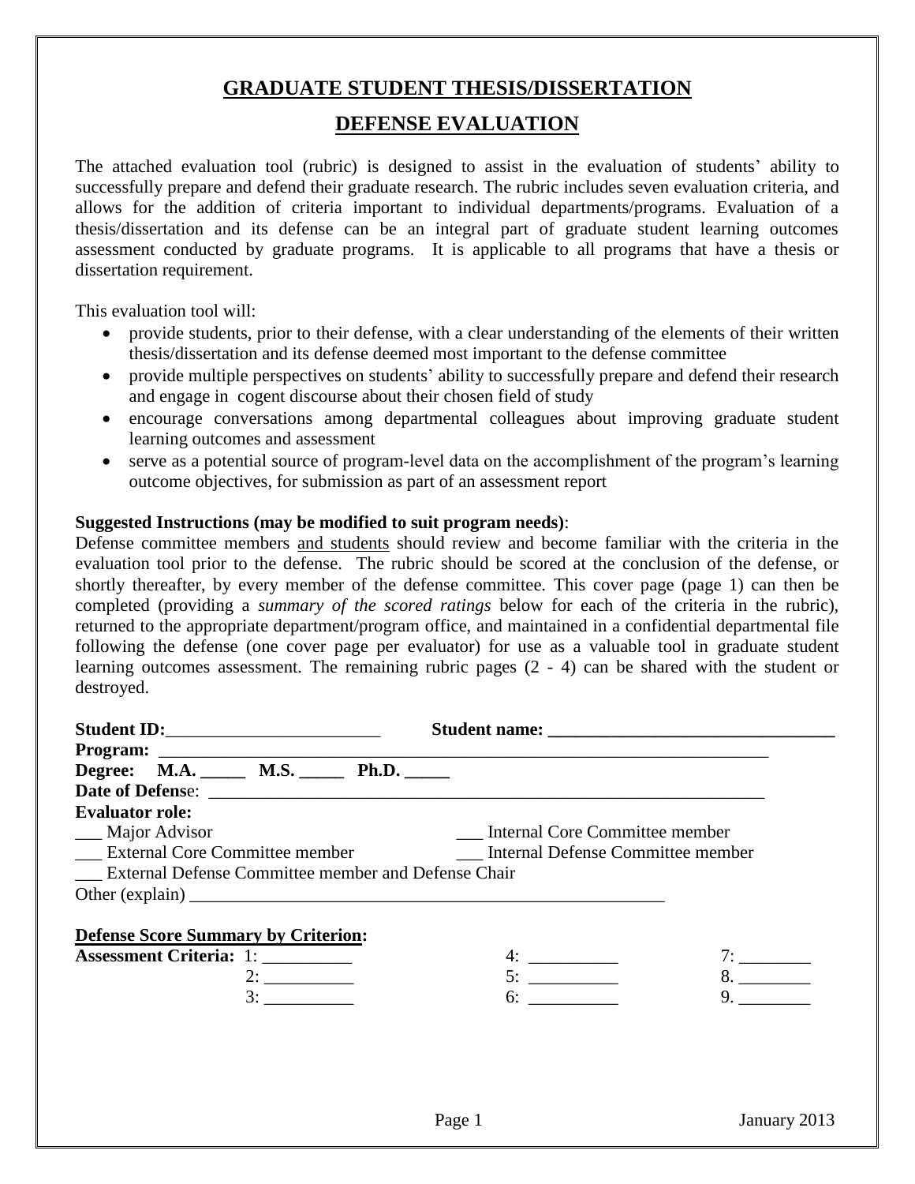# GRADUATE STUDENT THESIS/DISSERTATION

# DEFENSE EVALUATION

The attached evaluation tool (rubric) is designed to assist in the evaluation of students' ability to successfully prepare and defend their graduate research. The rubric includes seven evaluation criteria, and allows for the addition of criteria important to individual departments/programs. Evaluation of a thesis/dissertation and its defense can be an integral part of graduate student learning outcomes assessment conducted by graduate programs. It is applicable to all programs that have a thesis or dissertation requirement.

This evaluation tool will:

- provide students, prior to their defense, with a clear understanding of the elements of their written thesis/dissertation and its defense deemed most important to the defense committee
- provide multiple perspectives on students' ability to successfully prepare and defend their research and engage in cogent discourse about their chosen field of study
- encourage conversations among departmental colleagues about improving graduate student learning outcomes and assessment
- serve as a potential source of program-level data on the accomplishment of the program's learning outcome objectives, for submission as part of an assessment report

**Suggested Instructions (may be modified to suit program needs)**:

Defense committee members <u>and students</u> should review and become familiar with the criteria in the evaluation tool prior to the defense. The rubric should be scored at the conclusion of the defense, or shortly thereafter, by every member of the defense committee. This cover page (page 1) can then be completed (providing a *summary of the scored ratings* below for each of the criteria in the rubric), returned to the appropriate department/program office, and maintained in a confidential departmental file following the defense (one cover page per evaluator) for use as a valuable tool in graduate student learning outcomes assessment. The remaining rubric pages (2 - 4) can be shared with the student or destroyed.

**Student ID:**________________________ **Student name: ________________________________**

**Program:** ______________________________________________________________________

**Degree: M.A. _____ M.S. _____ Ph.D. _____**

**Date of Defense**: ______________________________________________________________

**Evaluator role:**

___ Major Advisor ___ Internal Core Committee member

___ External Core Committee member ___ Internal Defense Committee member

___ External Defense Committee member and Defense Chair

Other (explain) ______________________________________________________

<u>**Defense Score Summary by Criterion:**</u>

**Assessment Criteria:** 1: __________ 4: __________ 7: ________

2: __________ 5: __________ 8. ________

3: __________ 6: __________ 9. ________

January 2013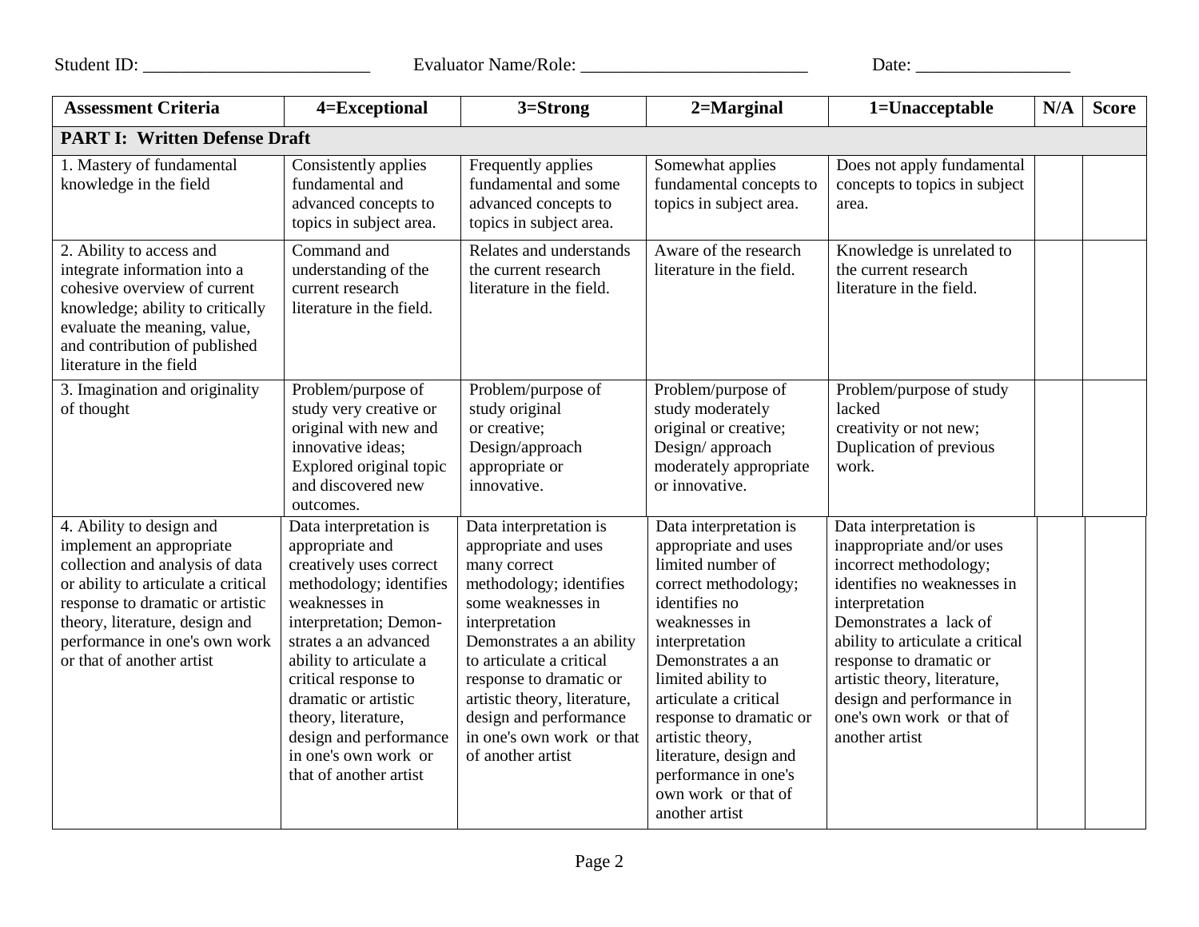Student ID: ________________________ Evaluator Name/Role: ________________________ Date: ________________

| Assessment Criteria | 4=Exceptional | 3=Strong | 2=Marginal | 1=Unacceptable | N/A | Score |
|---|---|---|---|---|---|---|
| **PART I: Written Defense Draft** | | | | | | |
| 1. Mastery of fundamental knowledge in the field | Consistently applies fundamental and advanced concepts to topics in subject area. | Frequently applies fundamental and some advanced concepts to topics in subject area. | Somewhat applies fundamental concepts to topics in subject area. | Does not apply fundamental concepts to topics in subject area. | | |
| 2. Ability to access and integrate information into a cohesive overview of current knowledge; ability to critically evaluate the meaning, value, and contribution of published literature in the field | Command and understanding of the current research literature in the field. | Relates and understands the current research literature in the field. | Aware of the research literature in the field. | Knowledge is unrelated to the current research literature in the field. | | |
| 3. Imagination and originality of thought | Problem/purpose of study very creative or original with new and innovative ideas; Explored original topic and discovered new outcomes. | Problem/purpose of study original or creative; Design/approach appropriate or innovative. | Problem/purpose of study moderately original or creative; Design/ approach moderately appropriate or innovative. | Problem/purpose of study lacked creativity or not new; Duplication of previous work. | | |
| 4. Ability to design and implement an appropriate collection and analysis of data or ability to articulate a critical response to dramatic or artistic theory, literature, design and performance in one's own work or that of another artist | Data interpretation is appropriate and creatively uses correct methodology; identifies weaknesses in interpretation; Demon-strates a an advanced ability to articulate a critical response to dramatic or artistic theory, literature, design and performance in one's own work or that of another artist | Data interpretation is appropriate and uses many correct methodology; identifies some weaknesses in interpretation Demonstrates a an ability to articulate a critical response to dramatic or artistic theory, literature, design and performance in one's own work or that of another artist | Data interpretation is appropriate and uses limited number of correct methodology; identifies no weaknesses in interpretation Demonstrates a an limited ability to articulate a critical response to dramatic or artistic theory, literature, design and performance in one's own work or that of another artist | Data interpretation is inappropriate and/or uses incorrect methodology; identifies no weaknesses in interpretation Demonstrates a lack of ability to articulate a critical response to dramatic or artistic theory, literature, design and performance in one's own work or that of another artist | | |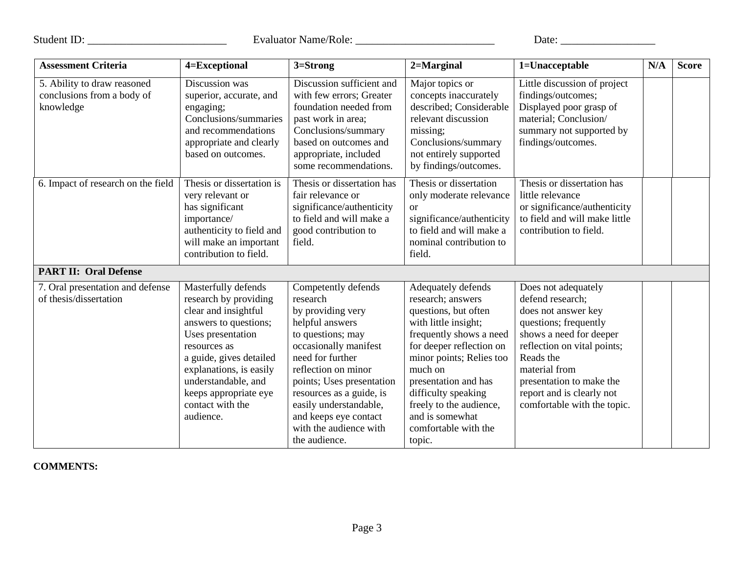Student ID: ________________________ Evaluator Name/Role: ________________________ Date: ________________

| Assessment Criteria | 4=Exceptional | 3=Strong | 2=Marginal | 1=Unacceptable | N/A | Score |
|---|---|---|---|---|---|---|
| 5. Ability to draw reasoned conclusions from a body of knowledge | Discussion was superior, accurate, and engaging; Conclusions/summaries and recommendations appropriate and clearly based on outcomes. | Discussion sufficient and with few errors; Greater foundation needed from past work in area; Conclusions/summary based on outcomes and appropriate, included some recommendations. | Major topics or concepts inaccurately described; Considerable relevant discussion missing; Conclusions/summary not entirely supported by findings/outcomes. | Little discussion of project findings/outcomes; Displayed poor grasp of material; Conclusion/ summary not supported by findings/outcomes. | | |
| 6. Impact of research on the field | Thesis or dissertation is very relevant or has significant importance/ authenticity to field and will make an important contribution to field. | Thesis or dissertation has fair relevance or significance/authenticity to field and will make a good contribution to field. | Thesis or dissertation only moderate relevance or significance/authenticity to field and will make a nominal contribution to field. | Thesis or dissertation has little relevance or significance/authenticity to field and will make little contribution to field. | | |
| **PART II: Oral Defense** | | | | | | |
| 7. Oral presentation and defense of thesis/dissertation | Masterfully defends research by providing clear and insightful answers to questions; Uses presentation resources as a guide, gives detailed explanations, is easily understandable, and keeps appropriate eye contact with the audience. | Competently defends research by providing very helpful answers to questions; may occasionally manifest need for further reflection on minor points; Uses presentation resources as a guide, is easily understandable, and keeps eye contact with the audience with the audience. | Adequately defends research; answers questions, but often with little insight; frequently shows a need for deeper reflection on minor points; Relies too much on presentation and has difficulty speaking freely to the audience, and is somewhat comfortable with the topic. | Does not adequately defend research; does not answer key questions; frequently shows a need for deeper reflection on vital points; Reads the material from presentation to make the report and is clearly not comfortable with the topic. | | |

**COMMENTS:**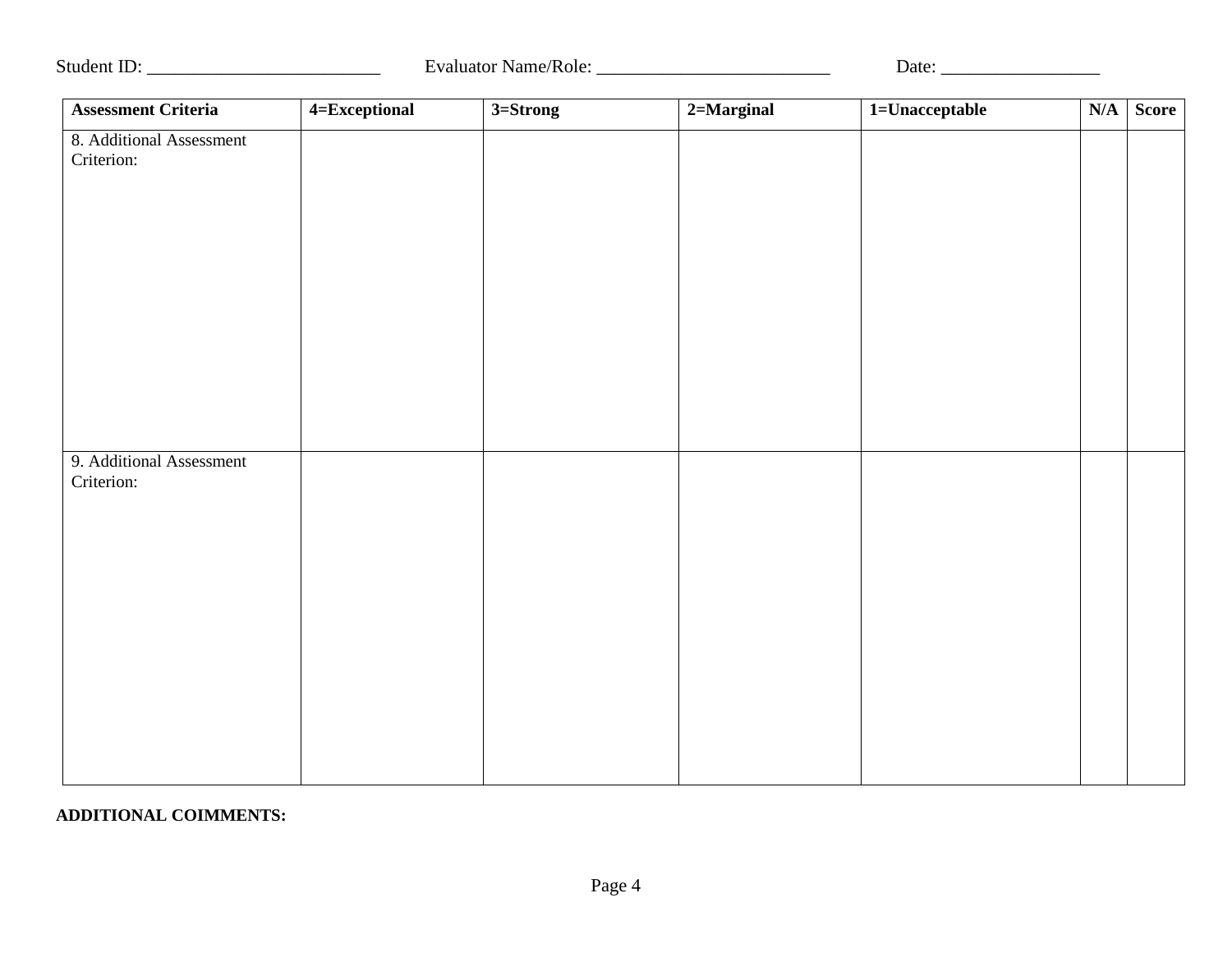Student ID: ________________________ Evaluator Name/Role: ________________________ Date: ________________

| Assessment Criteria | 4=Exceptional | 3=Strong | 2=Marginal | 1=Unacceptable | N/A | Score |
|---|---|---|---|---|---|---|
| 8. Additional Assessment Criterion: | | | | | | |
| 9. Additional Assessment Criterion: | | | | | | |

**ADDITIONAL COIMMENTS:**